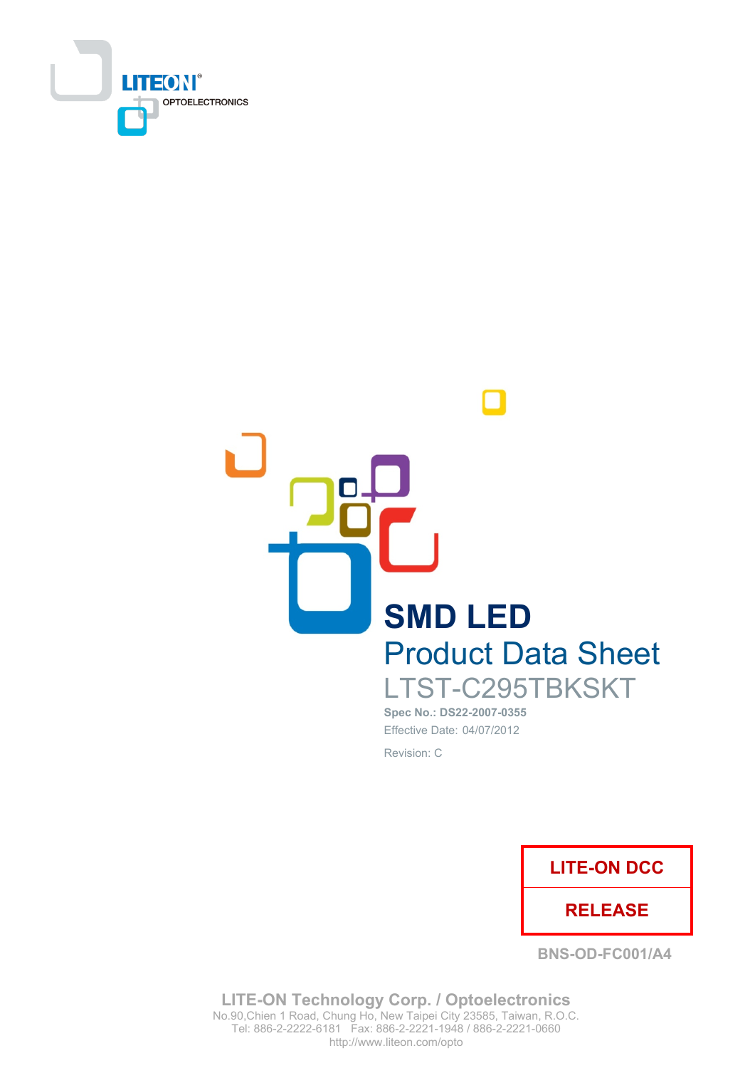LITEON OPTOELECTRONICS

# SMD LED

## Product Data Sheet

LTST-C295TBKSKT

**Spec No.: DS22-2007-0355**

Effective Date: 04/07/2012

Revision: C

| LITE-ON DCC |
|---|
| RELEASE |

BNS-OD-FC001/A4

**LITE-ON Technology Corp. / Optoelectronics**
No.90,Chien 1 Road, Chung Ho, New Taipei City 23585, Taiwan, R.O.C.
Tel: 886-2-2222-6181 Fax: 886-2-2221-1948 / 886-2-2221-0660
http://www.liteon.com/opto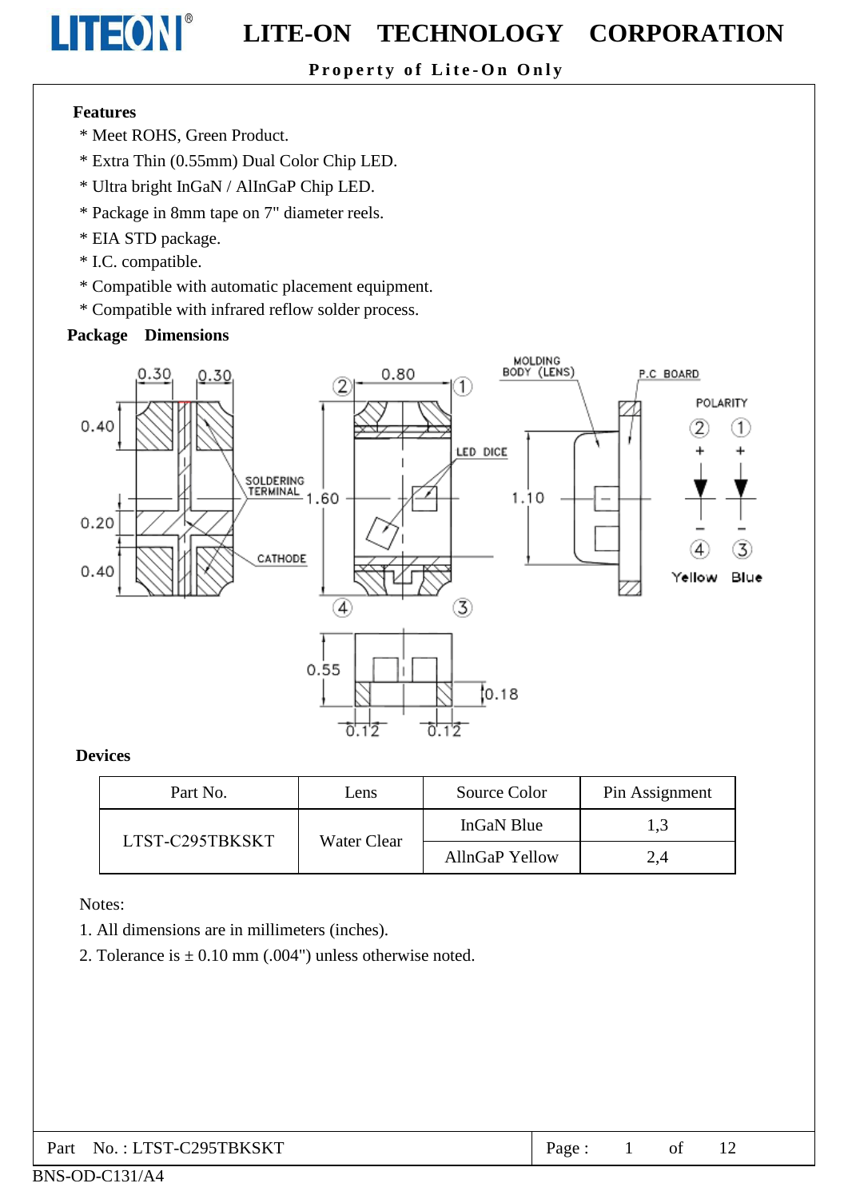## Features

* Meet ROHS, Green Product.
* Extra Thin (0.55mm) Dual Color Chip LED.
* Ultra bright InGaN / AlInGaP Chip LED.
* Package in 8mm tape on 7" diameter reels.
* EIA STD package.
* I.C. compatible.
* Compatible with automatic placement equipment.
* Compatible with infrared reflow solder process.

## Package Dimensions

## Devices

| Part No. | Lens | Source Color | Pin Assignment |
|---|---|---|---|
| LTST-C295TBKSKT | Water Clear | InGaN Blue | 1,3 |
| | | AllnGaP Yellow | 2,4 |

Notes:

1. All dimensions are in millimeters (inches).
2. Tolerance is ± 0.10 mm (.004") unless otherwise noted.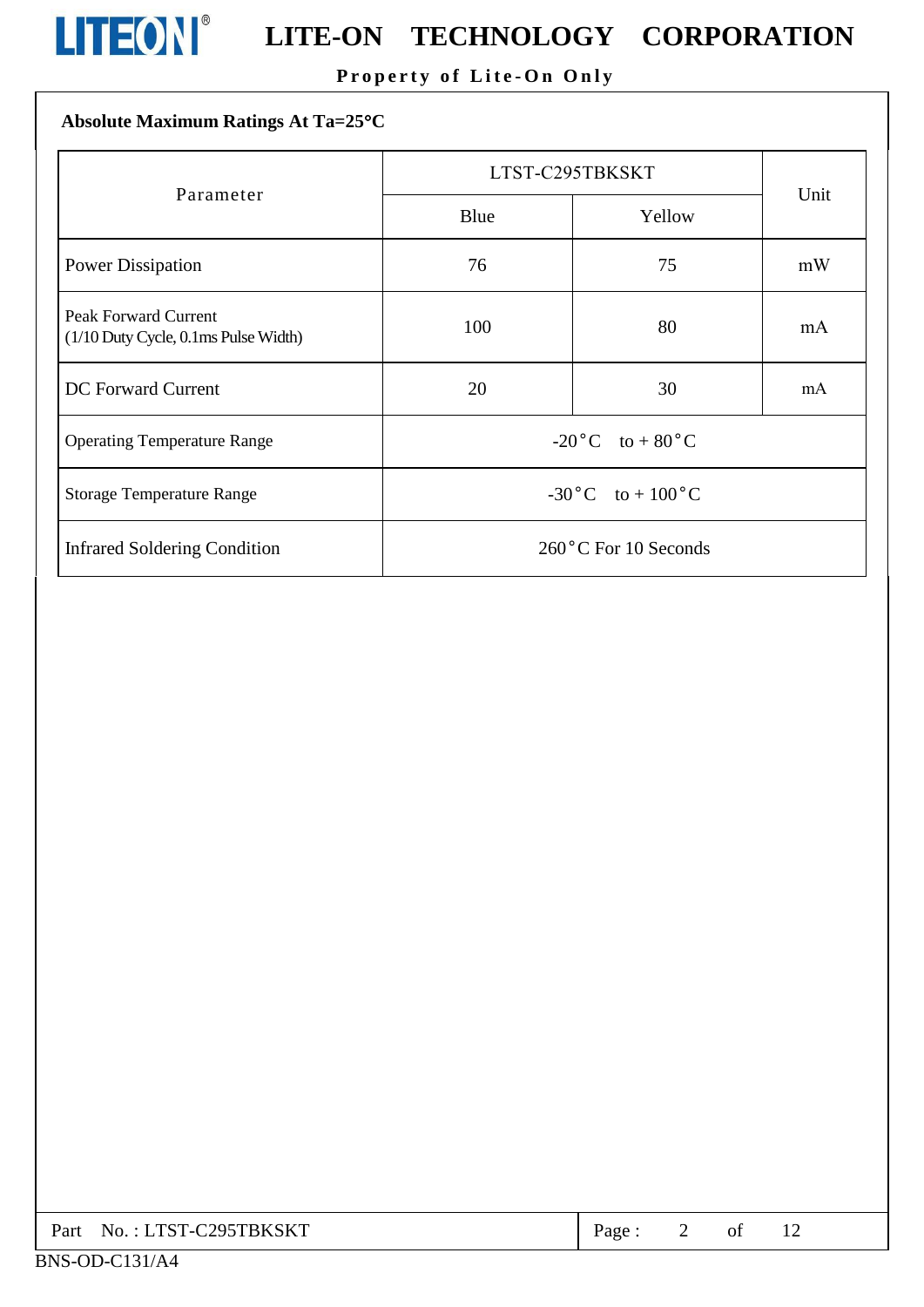## Absolute Maximum Ratings At Ta=25°C

| Parameter | LTST-C295TBKSKT | | Unit |
|---|---|---|---|
| | Blue | Yellow | |
| Power Dissipation | 76 | 75 | mW |
| Peak Forward Current (1/10 Duty Cycle, 0.1ms Pulse Width) | 100 | 80 | mA |
| DC Forward Current | 20 | 30 | mA |
| Operating Temperature Range | -20°C to + 80°C | | |
| Storage Temperature Range | -30°C to + 100°C | | |
| Infrared Soldering Condition | 260°C For 10 Seconds | | |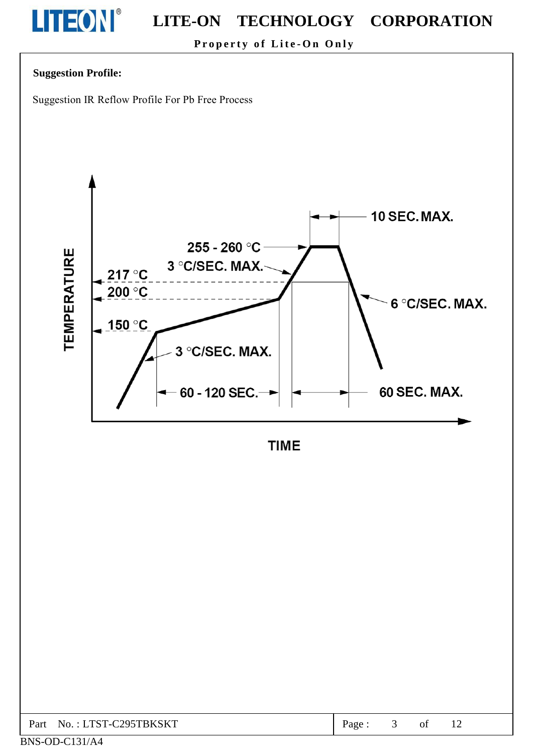**Suggestion Profile:**

Suggestion IR Reflow Profile For Pb Free Process

TEMPERATURE

- 255 - 260 °C
- 10 SEC. MAX.
- 3 °C/SEC. MAX.
- 217 °C
- 200 °C
- 6 °C/SEC. MAX.
- 150 °C
- 3 °C/SEC. MAX.
- 60 - 120 SEC.
- 60 SEC. MAX.

TIME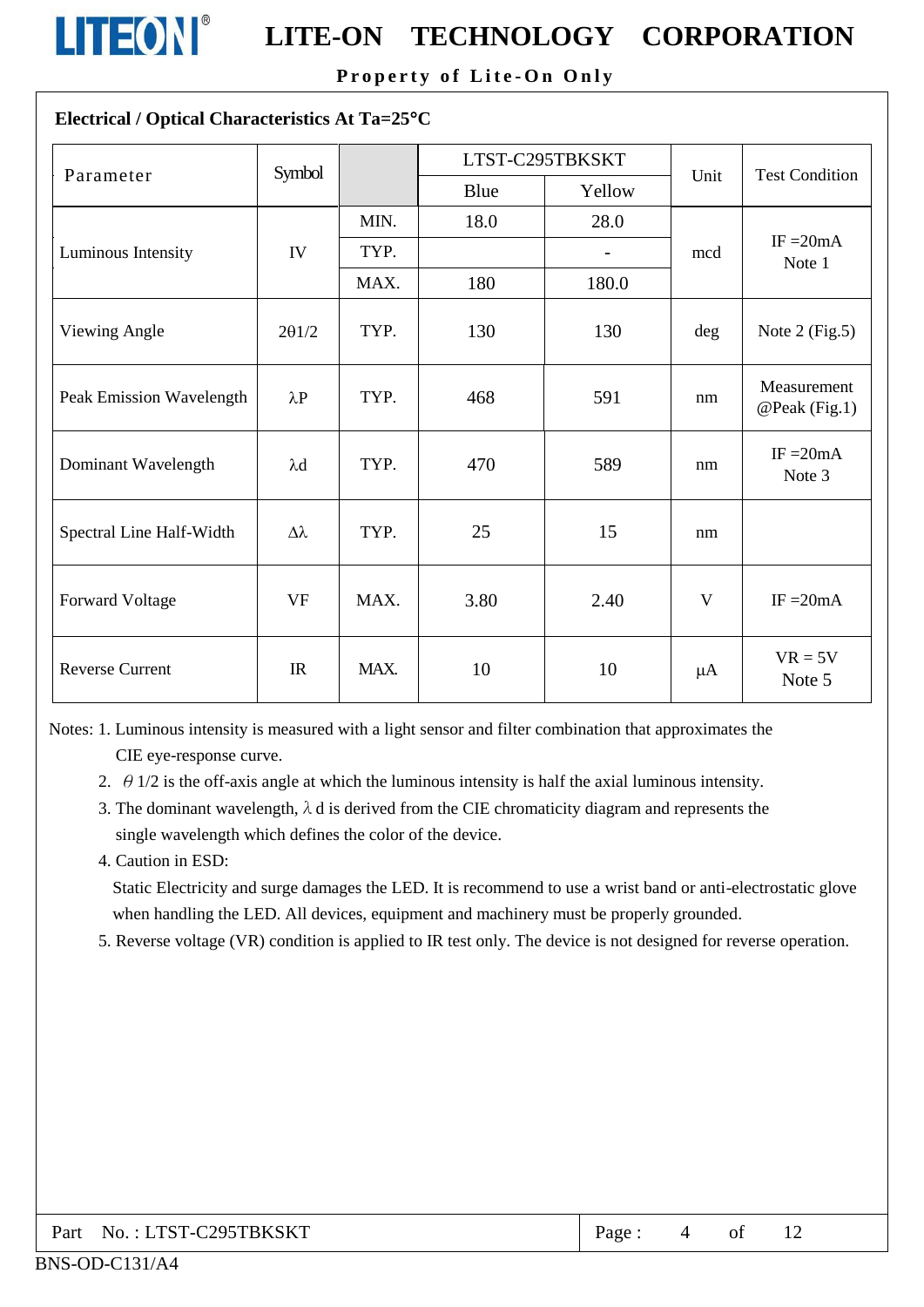## Electrical / Optical Characteristics At Ta=25°C

| Parameter | Symbol | | LTST-C295TBKSKT | | Unit | Test Condition |
|---|---|---|---|---|---|---|
| | | | Blue | Yellow | | |
| Luminous Intensity | IV | MIN. | 18.0 | 28.0 | mcd | IF =20mA Note 1 |
| | | TYP. | | - | | |
| | | MAX. | 180 | 180.0 | | |
| Viewing Angle | 2θ1/2 | TYP. | 130 | 130 | deg | Note 2 (Fig.5) |
| Peak Emission Wavelength | λP | TYP. | 468 | 591 | nm | Measurement @Peak (Fig.1) |
| Dominant Wavelength | λd | TYP. | 470 | 589 | nm | IF =20mA Note 3 |
| Spectral Line Half-Width | Δλ | TYP. | 25 | 15 | nm | |
| Forward Voltage | VF | MAX. | 3.80 | 2.40 | V | IF =20mA |
| Reverse Current | IR | MAX. | 10 | 10 | μA | VR = 5V Note 5 |

Notes:
1. Luminous intensity is measured with a light sensor and filter combination that approximates the CIE eye-response curve.
2. θ1/2 is the off-axis angle at which the luminous intensity is half the axial luminous intensity.
3. The dominant wavelength, λd is derived from the CIE chromaticity diagram and represents the single wavelength which defines the color of the device.
4. Caution in ESD:
   Static Electricity and surge damages the LED. It is recommend to use a wrist band or anti-electrostatic glove when handling the LED. All devices, equipment and machinery must be properly grounded.
5. Reverse voltage (VR) condition is applied to IR test only. The device is not designed for reverse operation.

Part No. : LTST-C295TBKSKT

BNS-OD-C131/A4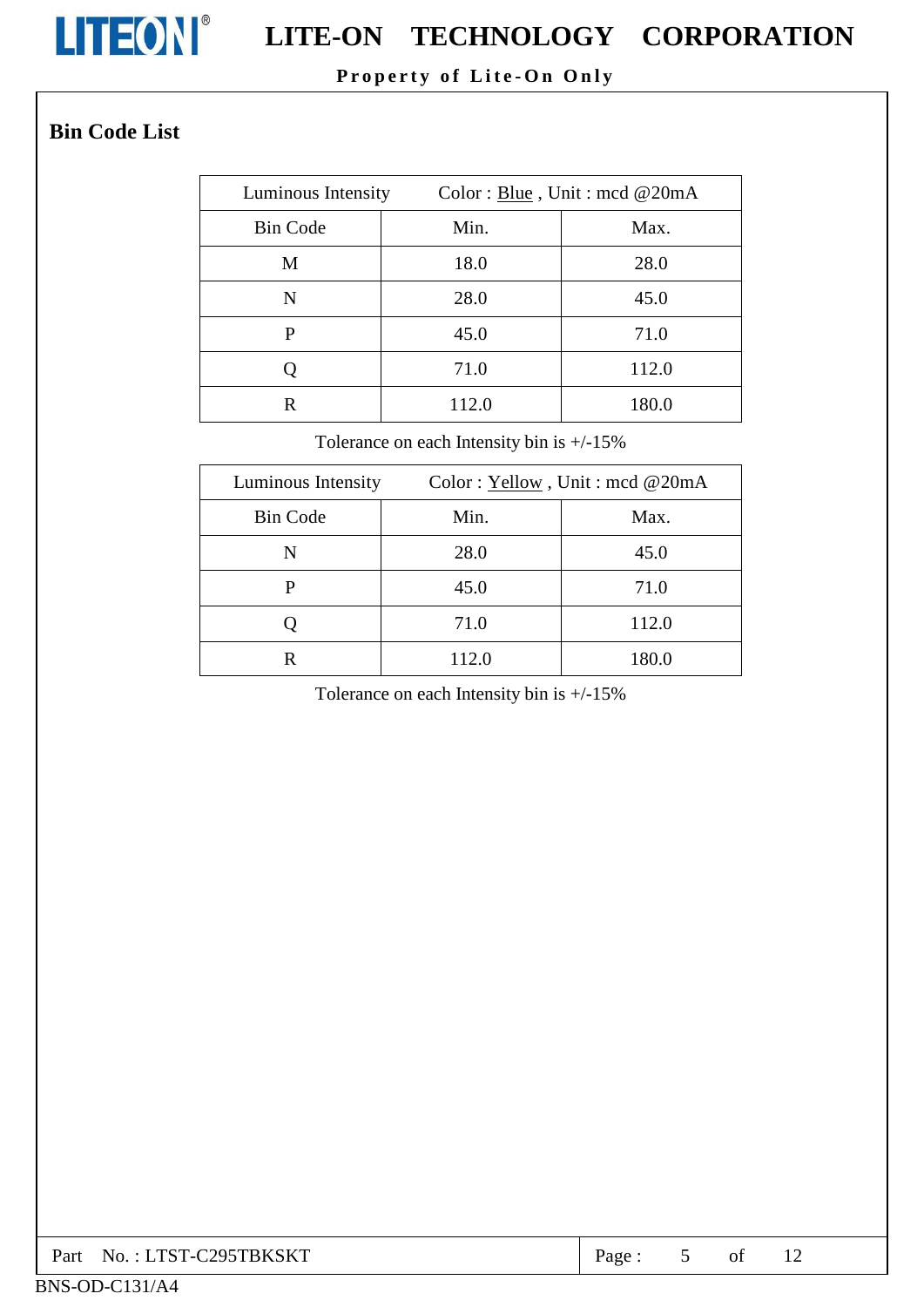## Bin Code List

| Luminous Intensity | Color : Blue , Unit : mcd @20mA | |
|---|---|---|
| Bin Code | Min. | Max. |
| M | 18.0 | 28.0 |
| N | 28.0 | 45.0 |
| P | 45.0 | 71.0 |
| Q | 71.0 | 112.0 |
| R | 112.0 | 180.0 |

Tolerance on each Intensity bin is +/-15%

| Luminous Intensity | Color : Yellow , Unit : mcd @20mA | |
|---|---|---|
| Bin Code | Min. | Max. |
| N | 28.0 | 45.0 |
| P | 45.0 | 71.0 |
| Q | 71.0 | 112.0 |
| R | 112.0 | 180.0 |

Tolerance on each Intensity bin is +/-15%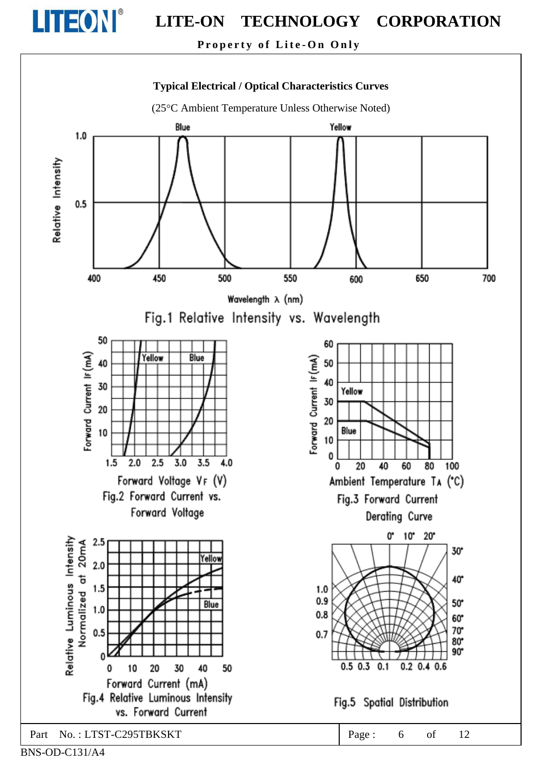## Typical Electrical / Optical Characteristics Curves

(25°C Ambient Temperature Unless Otherwise Noted)

Fig.1 Relative Intensity vs. Wavelength

Fig.2 Forward Current vs. Forward Voltage

Fig.3 Forward Current Derating Curve

Fig.4 Relative Luminous Intensity vs. Forward Current

Fig.5 Spatial Distribution

Part No. : LTST-C295TBKSKT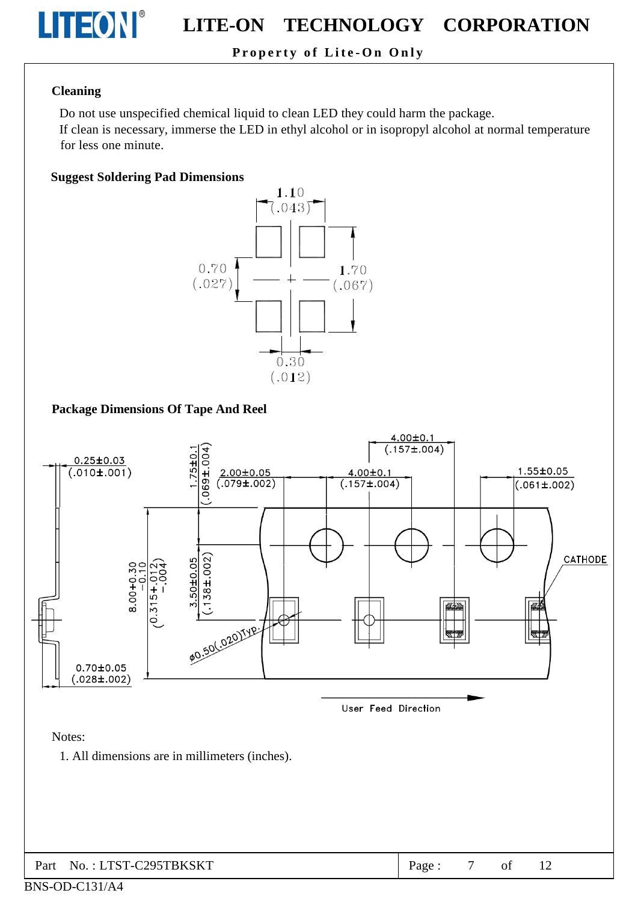**Cleaning**

Do not use unspecified chemical liquid to clean LED they could harm the package.
If clean is necessary, immerse the LED in ethyl alcohol or in isopropyl alcohol at normal temperature for less one minute.

**Suggest Soldering Pad Dimensions**

**Package Dimensions Of Tape And Reel**

Notes:

1. All dimensions are in millimeters (inches).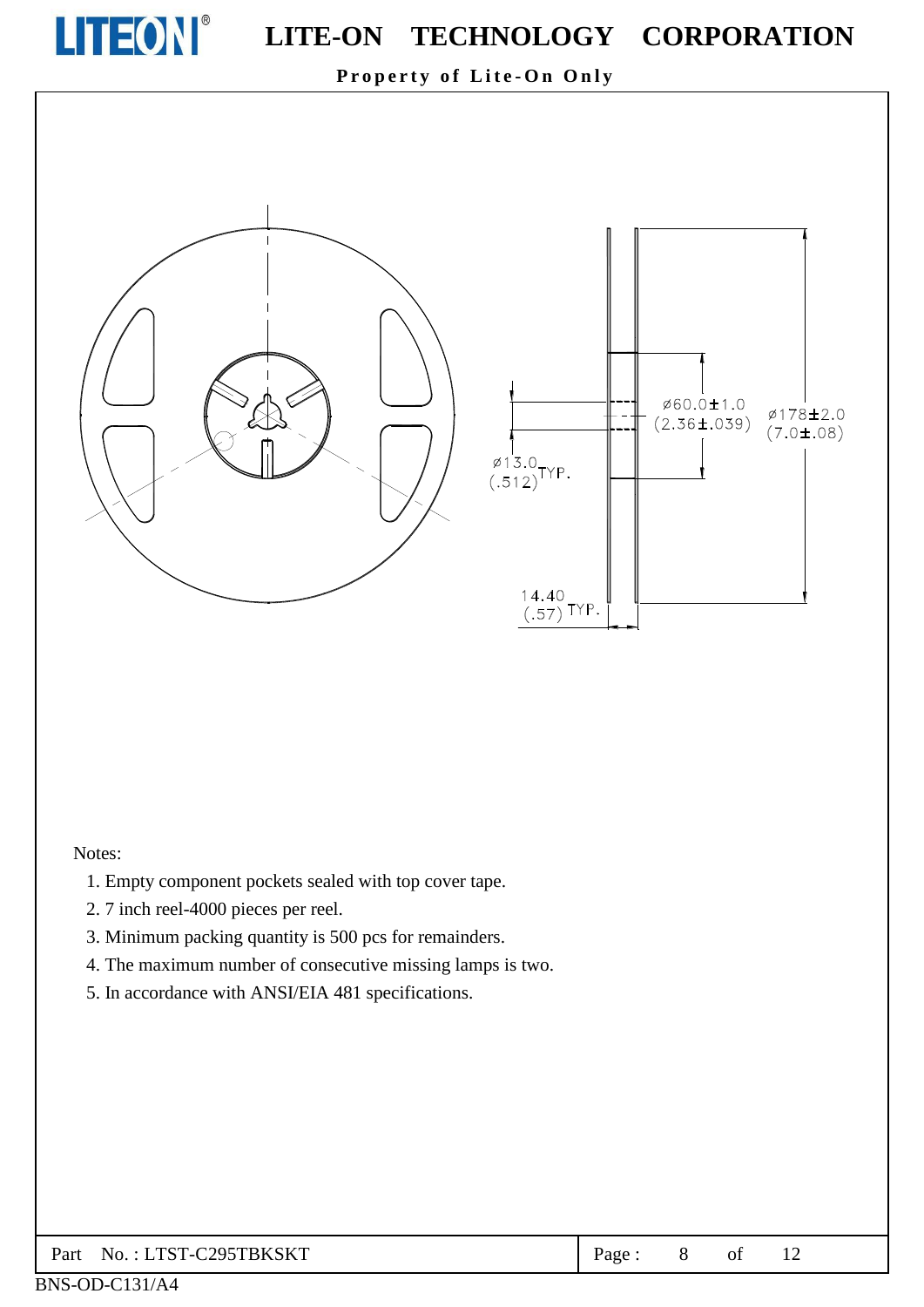ø13.0 (.512) TYP.

ø60.0±1.0 (2.36±.039)

ø178±2.0 (7.0±.08)

14.40 (.57) TYP.

Notes:

1. Empty component pockets sealed with top cover tape.
2. 7 inch reel-4000 pieces per reel.
3. Minimum packing quantity is 500 pcs for remainders.
4. The maximum number of consecutive missing lamps is two.
5. In accordance with ANSI/EIA 481 specifications.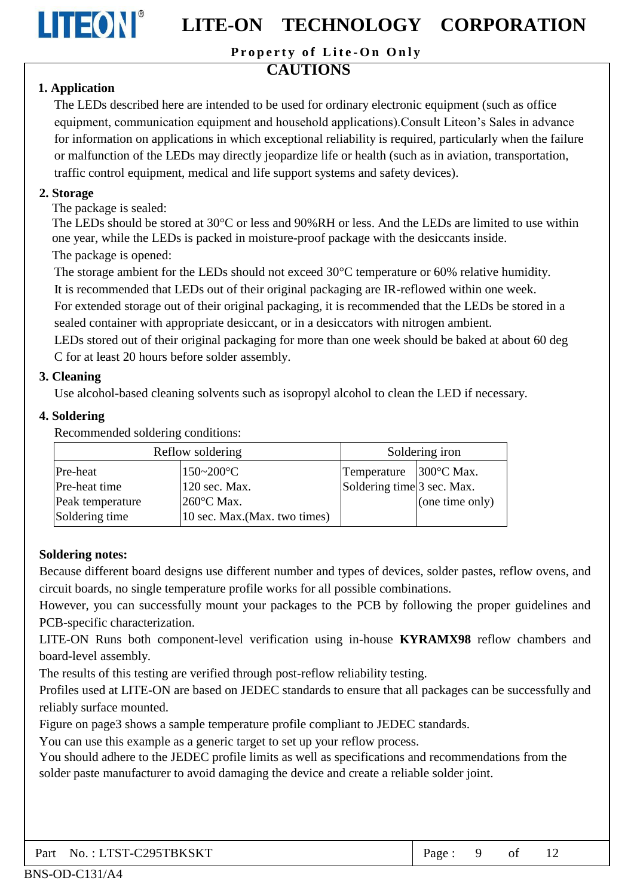# CAUTIONS

## 1. Application

The LEDs described here are intended to be used for ordinary electronic equipment (such as office equipment, communication equipment and household applications).Consult Liteon's Sales in advance for information on applications in which exceptional reliability is required, particularly when the failure or malfunction of the LEDs may directly jeopardize life or health (such as in aviation, transportation, traffic control equipment, medical and life support systems and safety devices).

## 2. Storage

The package is sealed:

The LEDs should be stored at 30°C or less and 90%RH or less. And the LEDs are limited to use within one year, while the LEDs is packed in moisture-proof package with the desiccants inside.

The package is opened:

The storage ambient for the LEDs should not exceed 30°C temperature or 60% relative humidity.

It is recommended that LEDs out of their original packaging are IR-reflowed within one week.

For extended storage out of their original packaging, it is recommended that the LEDs be stored in a sealed container with appropriate desiccant, or in a desiccators with nitrogen ambient.

LEDs stored out of their original packaging for more than one week should be baked at about 60 deg C for at least 20 hours before solder assembly.

## 3. Cleaning

Use alcohol-based cleaning solvents such as isopropyl alcohol to clean the LED if necessary.

## 4. Soldering

Recommended soldering conditions:

| Reflow soldering | | Soldering iron | |
|---|---|---|---|
| Pre-heat | 150~200°C | Temperature | 300°C Max. |
| Pre-heat time | 120 sec. Max. | Soldering time | 3 sec. Max. (one time only) |
| Peak temperature | 260°C Max. | | |
| Soldering time | 10 sec. Max.(Max. two times) | | |

**Soldering notes:**

Because different board designs use different number and types of devices, solder pastes, reflow ovens, and circuit boards, no single temperature profile works for all possible combinations.

However, you can successfully mount your packages to the PCB by following the proper guidelines and PCB-specific characterization.

LITE-ON Runs both component-level verification using in-house **KYRAMX98** reflow chambers and board-level assembly.

The results of this testing are verified through post-reflow reliability testing.

Profiles used at LITE-ON are based on JEDEC standards to ensure that all packages can be successfully and reliably surface mounted.

Figure on page3 shows a sample temperature profile compliant to JEDEC standards.

You can use this example as a generic target to set up your reflow process.

You should adhere to the JEDEC profile limits as well as specifications and recommendations from the solder paste manufacturer to avoid damaging the device and create a reliable solder joint.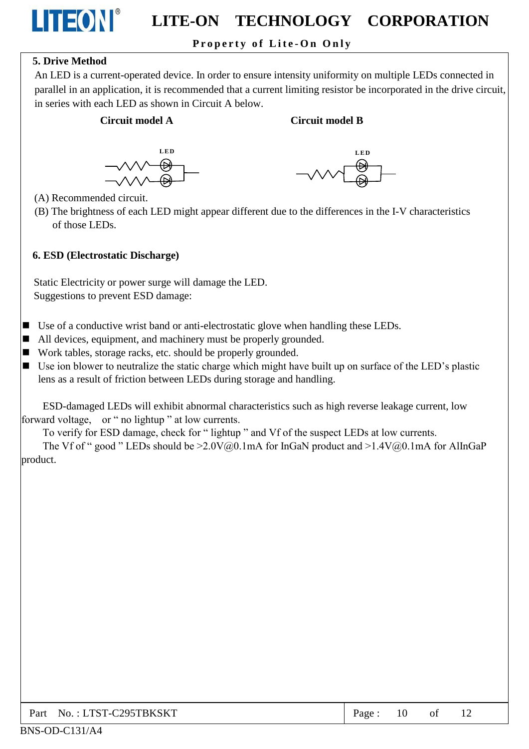## 5. Drive Method

An LED is a current-operated device. In order to ensure intensity uniformity on multiple LEDs connected in parallel in an application, it is recommended that a current limiting resistor be incorporated in the drive circuit, in series with each LED as shown in Circuit A below.

**Circuit model A** **Circuit model B**

LED LED

(A) Recommended circuit.

(B) The brightness of each LED might appear different due to the differences in the I-V characteristics of those LEDs.

## 6. ESD (Electrostatic Discharge)

Static Electricity or power surge will damage the LED.

Suggestions to prevent ESD damage:

- Use of a conductive wrist band or anti-electrostatic glove when handling these LEDs.
- All devices, equipment, and machinery must be properly grounded.
- Work tables, storage racks, etc. should be properly grounded.
- Use ion blower to neutralize the static charge which might have built up on surface of the LED's plastic lens as a result of friction between LEDs during storage and handling.

ESD-damaged LEDs will exhibit abnormal characteristics such as high reverse leakage current, low forward voltage, or " no lightup " at low currents.

To verify for ESD damage, check for " lightup " and Vf of the suspect LEDs at low currents.

The Vf of " good " LEDs should be >2.0V@0.1mA for InGaN product and >1.4V@0.1mA for AlInGaP product.

Part No. : LTST-C295TBKSKT

BNS-OD-C131/A4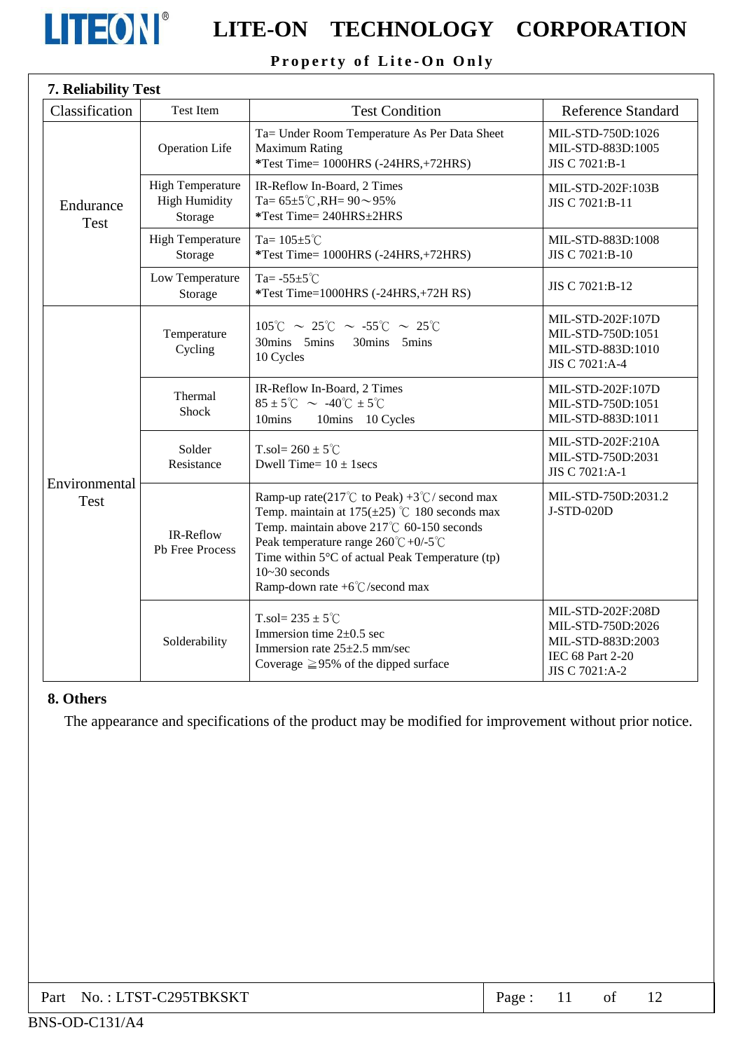## 7. Reliability Test

| Classification | Test Item | Test Condition | Reference Standard |
|---|---|---|---|
| Endurance Test | Operation Life | Ta= Under Room Temperature As Per Data Sheet Maximum Rating<br>*Test Time= 1000HRS (-24HRS,+72HRS) | MIL-STD-750D:1026<br>MIL-STD-883D:1005<br>JIS C 7021:B-1 |
| | High Temperature High Humidity Storage | IR-Reflow In-Board, 2 Times<br>Ta= 65±5℃,RH= 90～95%<br>*Test Time= 240HRS±2HRS | MIL-STD-202F:103B<br>JIS C 7021:B-11 |
| | High Temperature Storage | Ta= 105±5℃<br>*Test Time= 1000HRS (-24HRS,+72HRS) | MIL-STD-883D:1008<br>JIS C 7021:B-10 |
| | Low Temperature Storage | Ta= -55±5℃<br>*Test Time=1000HRS (-24HRS,+72H RS) | JIS C 7021:B-12 |
| Environmental Test | Temperature Cycling | 105℃ ～ 25℃ ～ -55℃ ～ 25℃<br>30mins 5mins 30mins 5mins<br>10 Cycles | MIL-STD-202F:107D<br>MIL-STD-750D:1051<br>MIL-STD-883D:1010<br>JIS C 7021:A-4 |
| | Thermal Shock | IR-Reflow In-Board, 2 Times<br>85 ± 5℃ ～ -40℃ ± 5℃<br>10mins 10mins 10 Cycles | MIL-STD-202F:107D<br>MIL-STD-750D:1051<br>MIL-STD-883D:1011 |
| | Solder Resistance | T.sol= 260 ± 5℃<br>Dwell Time= 10 ± 1secs | MIL-STD-202F:210A<br>MIL-STD-750D:2031<br>JIS C 7021:A-1 |
| | IR-Reflow Pb Free Process | Ramp-up rate(217℃ to Peak) +3℃/ second max<br>Temp. maintain at 175(±25) ℃ 180 seconds max<br>Temp. maintain above 217℃ 60-150 seconds<br>Peak temperature range 260℃+0/-5℃<br>Time within 5°C of actual Peak Temperature (tp) 10~30 seconds<br>Ramp-down rate +6℃/second max | MIL-STD-750D:2031.2<br>J-STD-020D |
| | Solderability | T.sol= 235 ± 5℃<br>Immersion time 2±0.5 sec<br>Immersion rate 25±2.5 mm/sec<br>Coverage ≧95% of the dipped surface | MIL-STD-202F:208D<br>MIL-STD-750D:2026<br>MIL-STD-883D:2003<br>IEC 68 Part 2-20<br>JIS C 7021:A-2 |

## 8. Others

The appearance and specifications of the product may be modified for improvement without prior notice.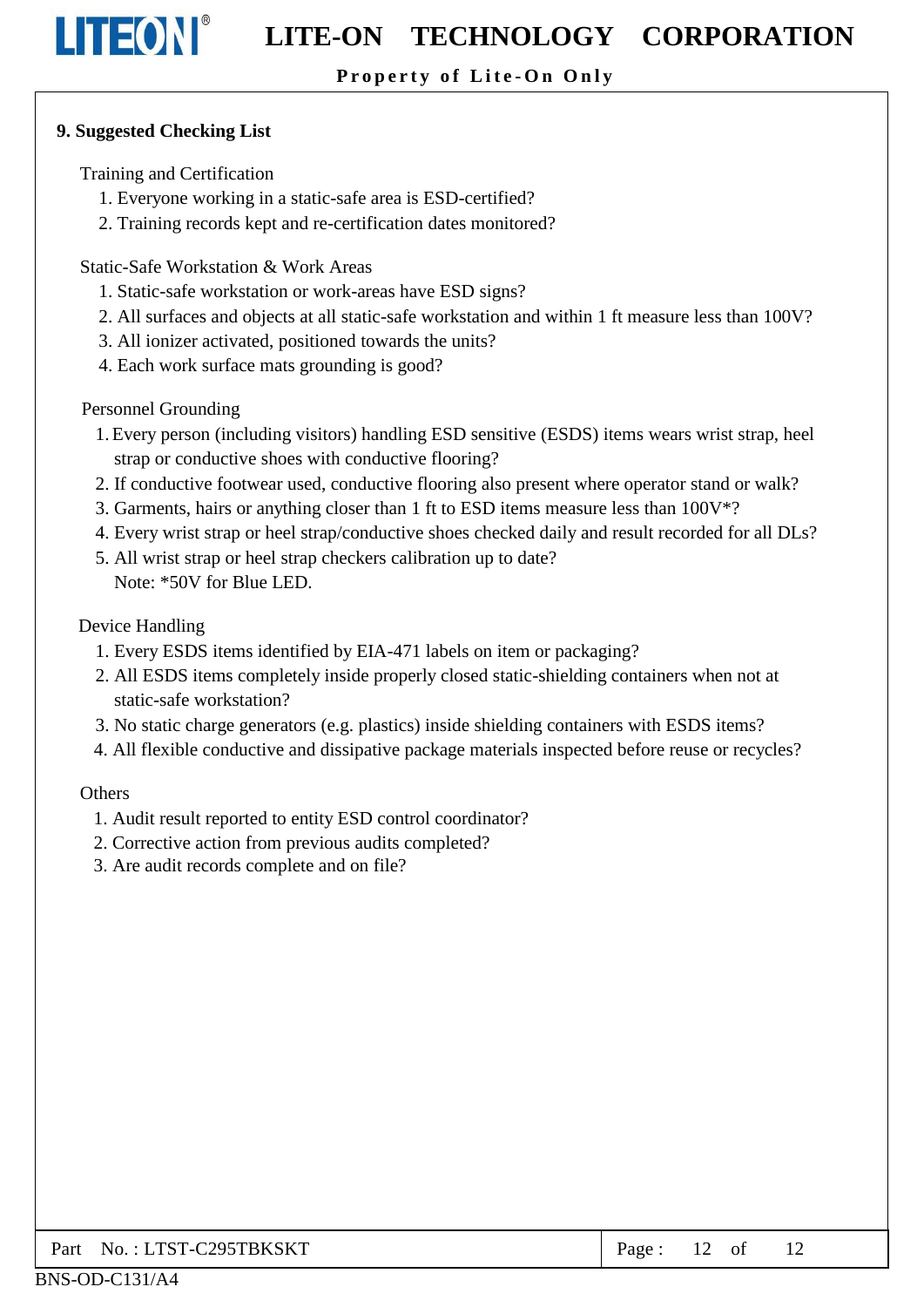## 9. Suggested Checking List

Training and Certification

1. Everyone working in a static-safe area is ESD-certified?
2. Training records kept and re-certification dates monitored?

Static-Safe Workstation & Work Areas

1. Static-safe workstation or work-areas have ESD signs?
2. All surfaces and objects at all static-safe workstation and within 1 ft measure less than 100V?
3. All ionizer activated, positioned towards the units?
4. Each work surface mats grounding is good?

Personnel Grounding

1. Every person (including visitors) handling ESD sensitive (ESDS) items wears wrist strap, heel strap or conductive shoes with conductive flooring?
2. If conductive footwear used, conductive flooring also present where operator stand or walk?
3. Garments, hairs or anything closer than 1 ft to ESD items measure less than 100V*?
4. Every wrist strap or heel strap/conductive shoes checked daily and result recorded for all DLs?
5. All wrist strap or heel strap checkers calibration up to date?
   Note: *50V for Blue LED.

Device Handling

1. Every ESDS items identified by EIA-471 labels on item or packaging?
2. All ESDS items completely inside properly closed static-shielding containers when not at static-safe workstation?
3. No static charge generators (e.g. plastics) inside shielding containers with ESDS items?
4. All flexible conductive and dissipative package materials inspected before reuse or recycles?

Others

1. Audit result reported to entity ESD control coordinator?
2. Corrective action from previous audits completed?
3. Are audit records complete and on file?